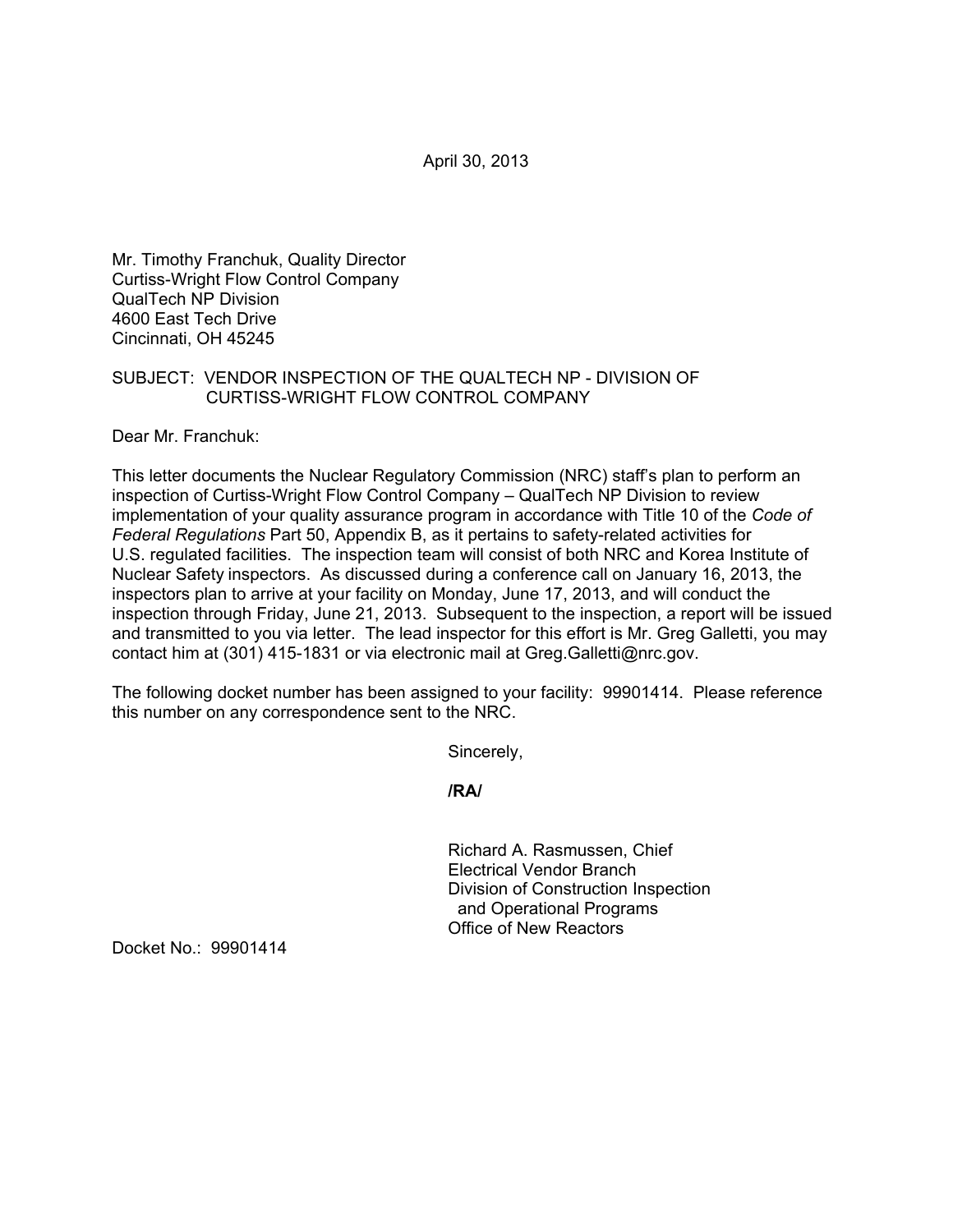April 30, 2013

Mr. Timothy Franchuk, Quality Director
Curtiss-Wright Flow Control Company
QualTech NP Division
4600 East Tech Drive
Cincinnati, OH 45245

SUBJECT: VENDOR INSPECTION OF THE QUALTECH NP - DIVISION OF CURTISS-WRIGHT FLOW CONTROL COMPANY

Dear Mr. Franchuk:

This letter documents the Nuclear Regulatory Commission (NRC) staff's plan to perform an inspection of Curtiss-Wright Flow Control Company – QualTech NP Division to review implementation of your quality assurance program in accordance with Title 10 of the *Code of Federal Regulations* Part 50, Appendix B, as it pertains to safety-related activities for U.S. regulated facilities. The inspection team will consist of both NRC and Korea Institute of Nuclear Safety inspectors. As discussed during a conference call on January 16, 2013, the inspectors plan to arrive at your facility on Monday, June 17, 2013, and will conduct the inspection through Friday, June 21, 2013. Subsequent to the inspection, a report will be issued and transmitted to you via letter. The lead inspector for this effort is Mr. Greg Galletti, you may contact him at (301) 415-1831 or via electronic mail at Greg.Galletti@nrc.gov.

The following docket number has been assigned to your facility: 99901414. Please reference this number on any correspondence sent to the NRC.

Sincerely,

**/RA/**

Richard A. Rasmussen, Chief
Electrical Vendor Branch
Division of Construction Inspection
and Operational Programs
Office of New Reactors

Docket No.: 99901414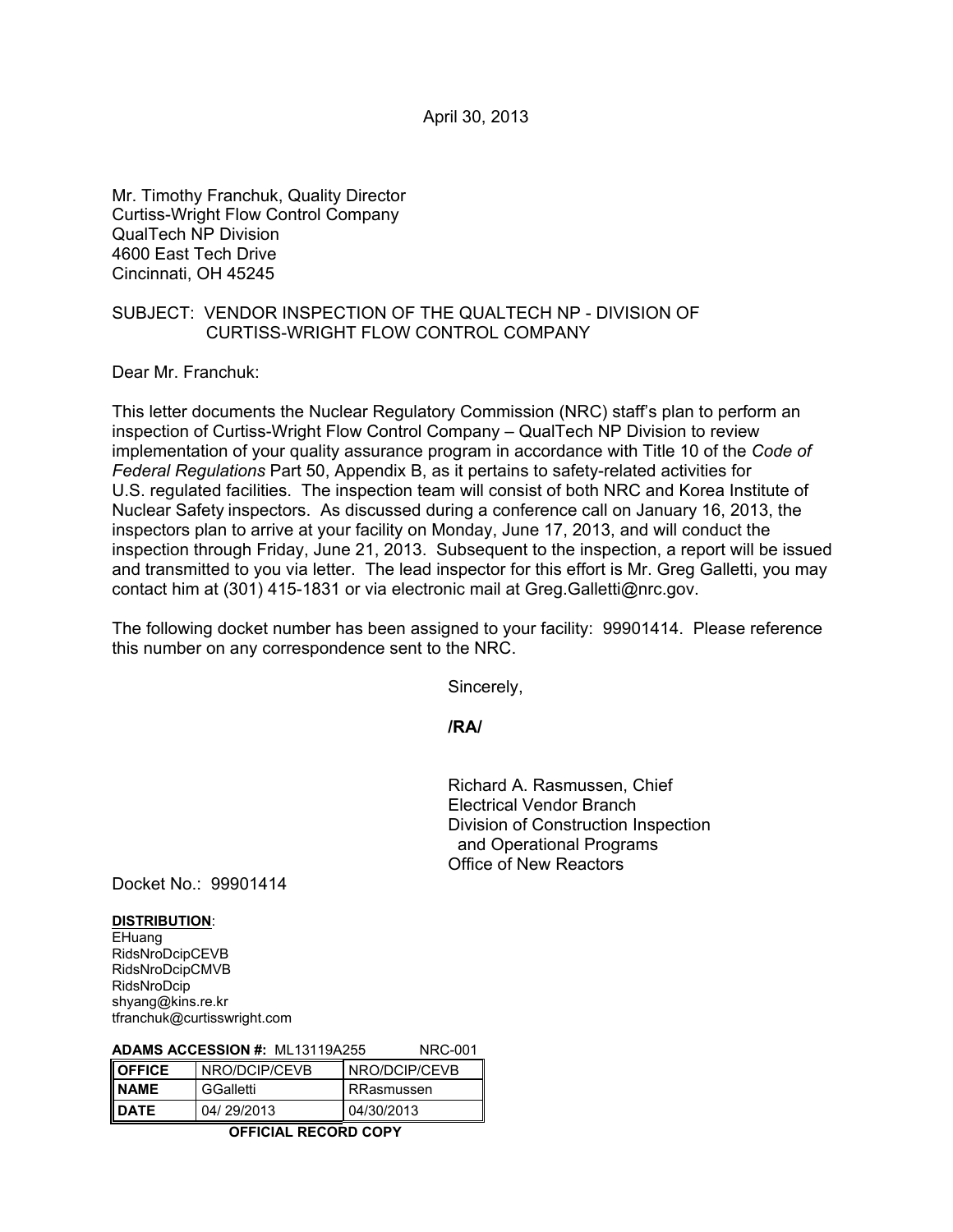April 30, 2013

Mr. Timothy Franchuk, Quality Director
Curtiss-Wright Flow Control Company
QualTech NP Division
4600 East Tech Drive
Cincinnati, OH 45245

SUBJECT: VENDOR INSPECTION OF THE QUALTECH NP - DIVISION OF CURTISS-WRIGHT FLOW CONTROL COMPANY

Dear Mr. Franchuk:

This letter documents the Nuclear Regulatory Commission (NRC) staff's plan to perform an inspection of Curtiss-Wright Flow Control Company – QualTech NP Division to review implementation of your quality assurance program in accordance with Title 10 of the *Code of Federal Regulations* Part 50, Appendix B, as it pertains to safety-related activities for U.S. regulated facilities. The inspection team will consist of both NRC and Korea Institute of Nuclear Safety inspectors. As discussed during a conference call on January 16, 2013, the inspectors plan to arrive at your facility on Monday, June 17, 2013, and will conduct the inspection through Friday, June 21, 2013. Subsequent to the inspection, a report will be issued and transmitted to you via letter. The lead inspector for this effort is Mr. Greg Galletti, you may contact him at (301) 415-1831 or via electronic mail at Greg.Galletti@nrc.gov.

The following docket number has been assigned to your facility: 99901414. Please reference this number on any correspondence sent to the NRC.

Sincerely,

**/RA/**

Richard A. Rasmussen, Chief
Electrical Vendor Branch
Division of Construction Inspection
and Operational Programs
Office of New Reactors

Docket No.: 99901414

**DISTRIBUTION**:
EHuang
RidsNroDcipCEVB
RidsNroDcipCMVB
RidsNroDcip
shyang@kins.re.kr
tfranchuk@curtisswright.com

**ADAMS ACCESSION #:** ML13119A255 NRC-001

| | | |
|---|---|---|
| **OFFICE** | NRO/DCIP/CEVB | NRO/DCIP/CEVB |
| **NAME** | GGalletti | RRasmussen |
| **DATE** | 04/ 29/2013 | 04/30/2013 |

**OFFICIAL RECORD COPY**